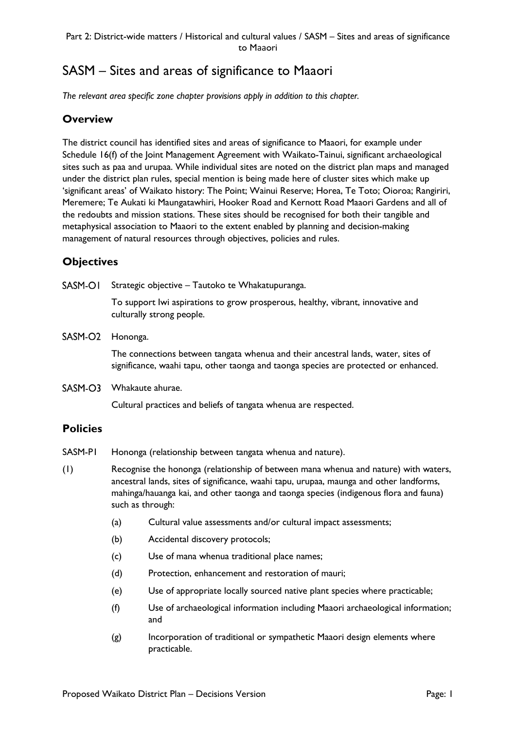# SASM – Sites and areas of significance to Maaori

*The relevant area specific zone chapter provisions apply in addition to this chapter.*

## Overview

The district council has identified sites and areas of significance to Maaori, for example under Schedule 16(f) of the Joint Management Agreement with Waikato-Tainui, significant archaeological sites such as paa and urupaa. While individual sites are noted on the district plan maps and managed under the district plan rules, special mention is being made here of cluster sites which make up 'significant areas' of Waikato history: The Point; Wainui Reserve; Horea, Te Toto; Oioroa; Rangiriri, Meremere; Te Aukati ki Maungatawhiri, Hooker Road and Kernott Road Maaori Gardens and all of the redoubts and mission stations. These sites should be recognised for both their tangible and metaphysical association to Maaori to the extent enabled by planning and decision-making management of natural resources through objectives, policies and rules.

## Objectives

SASM-O1 Strategic objective – Tautoko te Whakatupuranga.

To support Iwi aspirations to grow prosperous, healthy, vibrant, innovative and culturally strong people.

SASM-O2 Hononga.

The connections between tangata whenua and their ancestral lands, water, sites of significance, waahi tapu, other taonga and taonga species are protected or enhanced.

SASM-O3 Whakaute ahurae.

Cultural practices and beliefs of tangata whenua are respected.

## Policies

SASM-P1 Hononga (relationship between tangata whenua and nature).

(1) Recognise the hononga (relationship of between mana whenua and nature) with waters, ancestral lands, sites of significance, waahi tapu, urupaa, maunga and other landforms, mahinga/hauanga kai, and other taonga and taonga species (indigenous flora and fauna) such as through:

- (a) Cultural value assessments and/or cultural impact assessments;
- (b) Accidental discovery protocols;
- (c) Use of mana whenua traditional place names;
- (d) Protection, enhancement and restoration of mauri;
- (e) Use of appropriate locally sourced native plant species where practicable;
- (f) Use of archaeological information including Maaori archaeological information; and
- (g) Incorporation of traditional or sympathetic Maaori design elements where practicable.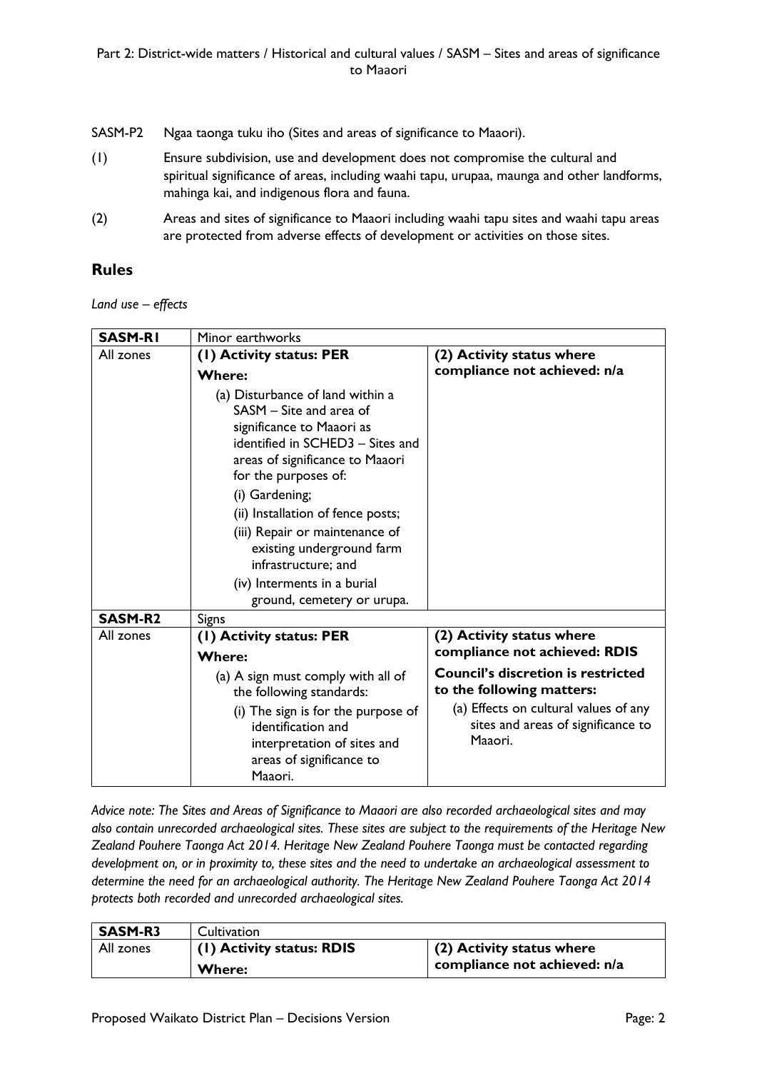SASM-P2 Ngaa taonga tuku iho (Sites and areas of significance to Maaori).

(1) Ensure subdivision, use and development does not compromise the cultural and spiritual significance of areas, including waahi tapu, urupaa, maunga and other landforms, mahinga kai, and indigenous flora and fauna.

(2) Areas and sites of significance to Maaori including waahi tapu sites and waahi tapu areas are protected from adverse effects of development or activities on those sites.

## Rules

*Land use – effects*

| **SASM-R1** | Minor earthworks | |
|---|---|---|
| All zones | **(1) Activity status: PER**<br>**Where:**<br>(a) Disturbance of land within a SASM – Site and area of significance to Maaori as identified in SCHED3 – Sites and areas of significance to Maaori for the purposes of:<br>(i) Gardening;<br>(ii) Installation of fence posts;<br>(iii) Repair or maintenance of existing underground farm infrastructure; and<br>(iv) Interments in a burial ground, cemetery or urupa. | **(2) Activity status where compliance not achieved: n/a** |
| **SASM-R2** | Signs | |
| All zones | **(1) Activity status: PER**<br>**Where:**<br>(a) A sign must comply with all of the following standards:<br>(i) The sign is for the purpose of identification and interpretation of sites and areas of significance to Maaori. | **(2) Activity status where compliance not achieved: RDIS**<br>**Council's discretion is restricted to the following matters:**<br>(a) Effects on cultural values of any sites and areas of significance to Maaori. |

*Advice note: The Sites and Areas of Significance to Maaori are also recorded archaeological sites and may also contain unrecorded archaeological sites. These sites are subject to the requirements of the Heritage New Zealand Pouhere Taonga Act 2014. Heritage New Zealand Pouhere Taonga must be contacted regarding development on, or in proximity to, these sites and the need to undertake an archaeological assessment to determine the need for an archaeological authority. The Heritage New Zealand Pouhere Taonga Act 2014 protects both recorded and unrecorded archaeological sites.*

| **SASM-R3** | Cultivation | |
|---|---|---|
| All zones | **(1) Activity status: RDIS**<br>**Where:** | **(2) Activity status where compliance not achieved: n/a** |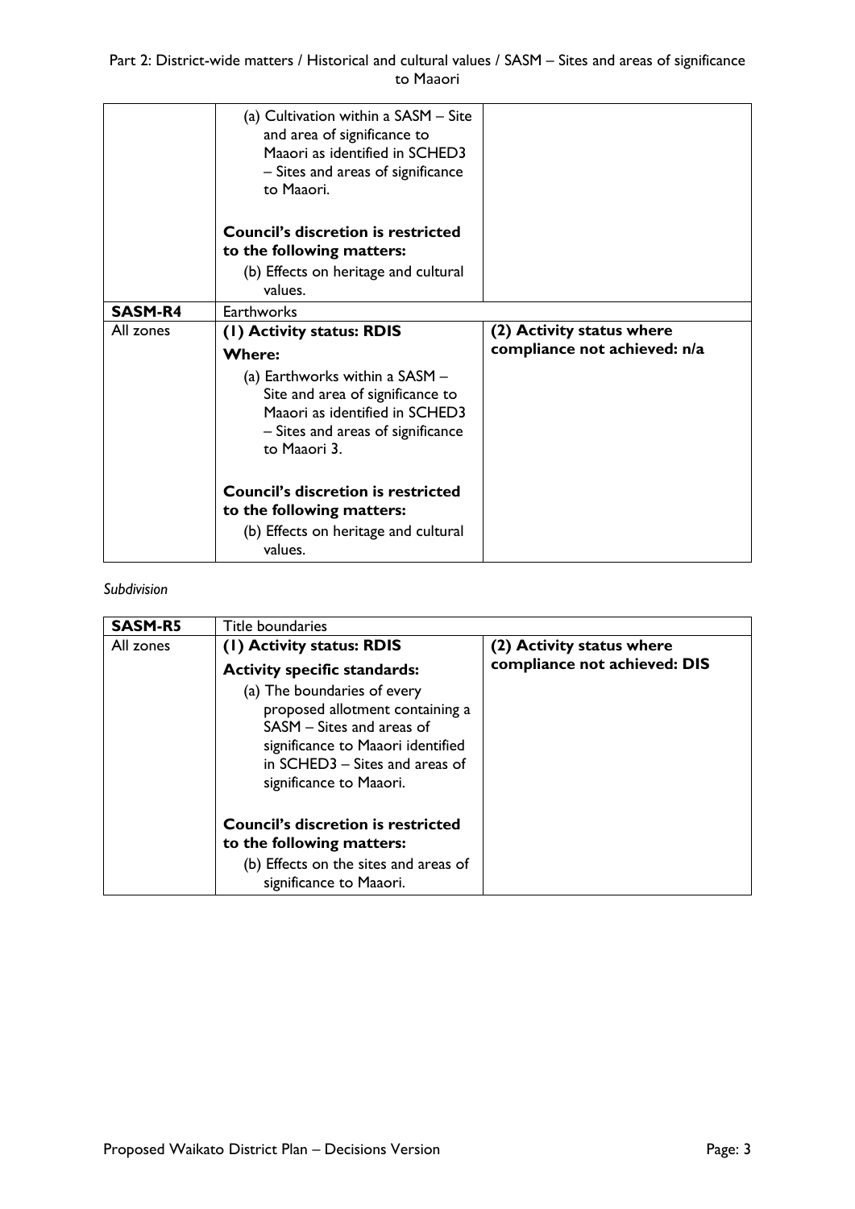| | | |
|---|---|---|
| | (a) Cultivation within a SASM – Site and area of significance to Maaori as identified in SCHED3 – Sites and areas of significance to Maaori.<br><br>**Council's discretion is restricted to the following matters:**<br>(b) Effects on heritage and cultural values. | |
| **SASM-R4** | Earthworks | |
| All zones | **(1) Activity status: RDIS**<br>**Where:**<br>(a) Earthworks within a SASM – Site and area of significance to Maaori as identified in SCHED3 – Sites and areas of significance to Maaori 3.<br><br>**Council's discretion is restricted to the following matters:**<br>(b) Effects on heritage and cultural values. | **(2) Activity status where compliance not achieved: n/a** |

*Subdivision*

| | | |
|---|---|---|
| **SASM-R5** | Title boundaries | |
| All zones | **(1) Activity status: RDIS**<br>**Activity specific standards:**<br>(a) The boundaries of every proposed allotment containing a SASM – Sites and areas of significance to Maaori identified in SCHED3 – Sites and areas of significance to Maaori.<br><br>**Council's discretion is restricted to the following matters:**<br>(b) Effects on the sites and areas of significance to Maaori. | **(2) Activity status where compliance not achieved: DIS** |